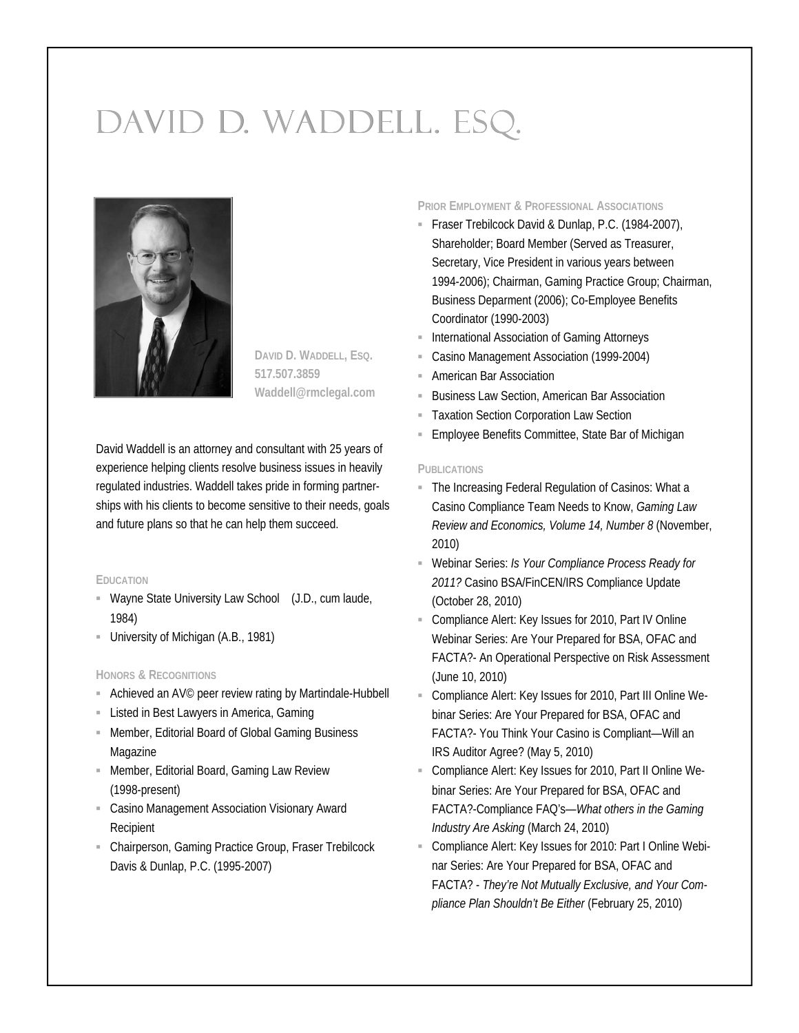# DAVID D. WADDELL. ESQ.

**DAVID D. WADDELL, ESQ.**
**517.507.3859**
**Waddell@rmclegal.com**

David Waddell is an attorney and consultant with 25 years of experience helping clients resolve business issues in heavily regulated industries. Waddell takes pride in forming partnerships with his clients to become sensitive to their needs, goals and future plans so that he can help them succeed.

### EDUCATION

- Wayne State University Law School (J.D., cum laude, 1984)
- University of Michigan (A.B., 1981)

### HONORS & RECOGNITIONS

- Achieved an AV© peer review rating by Martindale-Hubbell
- Listed in Best Lawyers in America, Gaming
- Member, Editorial Board of Global Gaming Business Magazine
- Member, Editorial Board, Gaming Law Review (1998-present)
- Casino Management Association Visionary Award Recipient
- Chairperson, Gaming Practice Group, Fraser Trebilcock Davis & Dunlap, P.C. (1995-2007)

### PRIOR EMPLOYMENT & PROFESSIONAL ASSOCIATIONS

- Fraser Trebilcock David & Dunlap, P.C. (1984-2007), Shareholder; Board Member (Served as Treasurer, Secretary, Vice President in various years between 1994-2006); Chairman, Gaming Practice Group; Chairman, Business Deparment (2006); Co-Employee Benefits Coordinator (1990-2003)
- International Association of Gaming Attorneys
- Casino Management Association (1999-2004)
- American Bar Association
- Business Law Section, American Bar Association
- Taxation Section Corporation Law Section
- Employee Benefits Committee, State Bar of Michigan

### PUBLICATIONS

- The Increasing Federal Regulation of Casinos: What a Casino Compliance Team Needs to Know, *Gaming Law Review and Economics, Volume 14, Number 8* (November, 2010)
- Webinar Series: *Is Your Compliance Process Ready for 2011?* Casino BSA/FinCEN/IRS Compliance Update (October 28, 2010)
- Compliance Alert: Key Issues for 2010, Part IV Online Webinar Series: Are Your Prepared for BSA, OFAC and FACTA?- An Operational Perspective on Risk Assessment (June 10, 2010)
- Compliance Alert: Key Issues for 2010, Part III Online Webinar Series: Are Your Prepared for BSA, OFAC and FACTA?- You Think Your Casino is Compliant—Will an IRS Auditor Agree? (May 5, 2010)
- Compliance Alert: Key Issues for 2010, Part II Online Webinar Series: Are Your Prepared for BSA, OFAC and FACTA?-Compliance FAQ's—*What others in the Gaming Industry Are Asking* (March 24, 2010)
- Compliance Alert: Key Issues for 2010: Part I Online Webinar Series: Are Your Prepared for BSA, OFAC and FACTA? - *They're Not Mutually Exclusive, and Your Compliance Plan Shouldn't Be Either* (February 25, 2010)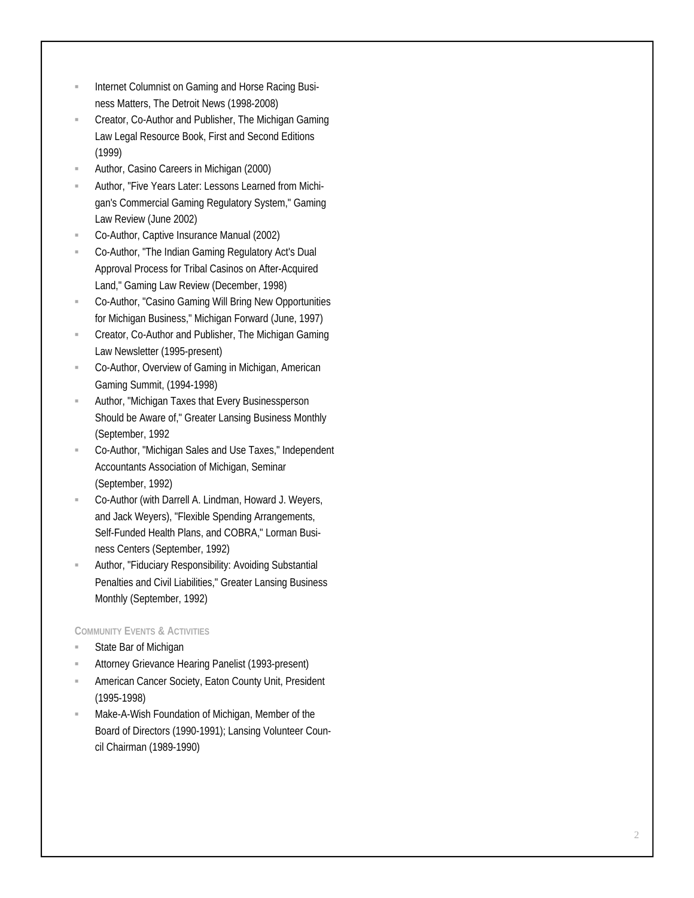- Internet Columnist on Gaming and Horse Racing Business Matters, The Detroit News (1998-2008)
- Creator, Co-Author and Publisher, The Michigan Gaming Law Legal Resource Book, First and Second Editions (1999)
- Author, Casino Careers in Michigan (2000)
- Author, "Five Years Later: Lessons Learned from Michigan's Commercial Gaming Regulatory System," Gaming Law Review (June 2002)
- Co-Author, Captive Insurance Manual (2002)
- Co-Author, "The Indian Gaming Regulatory Act's Dual Approval Process for Tribal Casinos on After-Acquired Land," Gaming Law Review (December, 1998)
- Co-Author, "Casino Gaming Will Bring New Opportunities for Michigan Business," Michigan Forward (June, 1997)
- Creator, Co-Author and Publisher, The Michigan Gaming Law Newsletter (1995-present)
- Co-Author, Overview of Gaming in Michigan, American Gaming Summit, (1994-1998)
- Author, "Michigan Taxes that Every Businessperson Should be Aware of," Greater Lansing Business Monthly (September, 1992
- Co-Author, "Michigan Sales and Use Taxes," Independent Accountants Association of Michigan, Seminar (September, 1992)
- Co-Author (with Darrell A. Lindman, Howard J. Weyers, and Jack Weyers), "Flexible Spending Arrangements, Self-Funded Health Plans, and COBRA," Lorman Business Centers (September, 1992)
- Author, "Fiduciary Responsibility: Avoiding Substantial Penalties and Civil Liabilities," Greater Lansing Business Monthly (September, 1992)

#### COMMUNITY EVENTS & ACTIVITIES

- State Bar of Michigan
- Attorney Grievance Hearing Panelist (1993-present)
- American Cancer Society, Eaton County Unit, President (1995-1998)
- Make-A-Wish Foundation of Michigan, Member of the Board of Directors (1990-1991); Lansing Volunteer Council Chairman (1989-1990)